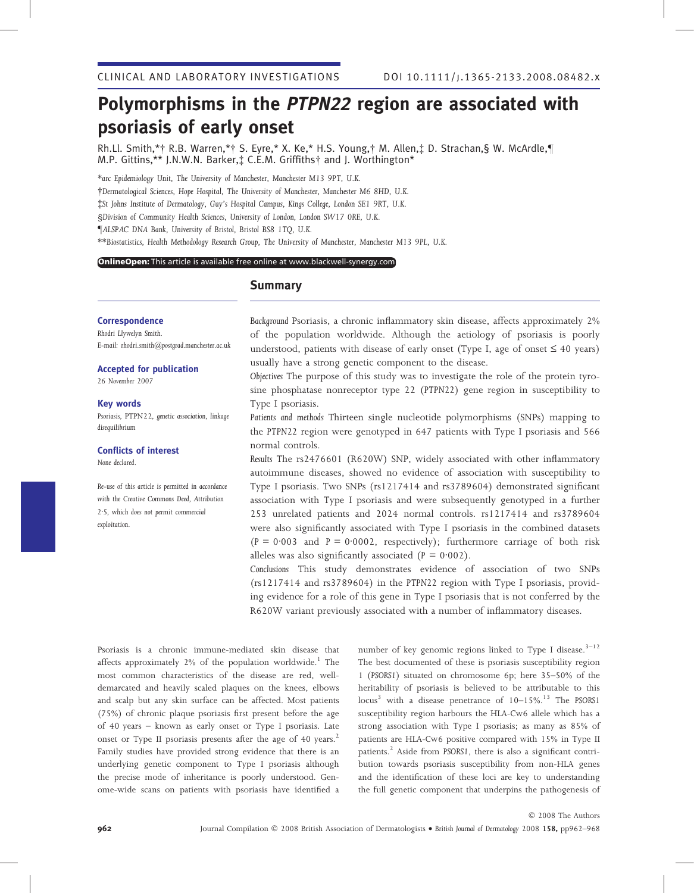CLINICAL AND LABORATORY INVESTIGATIONS

DOI 10.1111/j.1365-2133.2008.08482.x

# Polymorphisms in the *PTPN22* region are associated with psoriasis of early onset

Rh.Ll. Smith,*† R.B. Warren,*† S. Eyre,* X. Ke,* H.S. Young,† M. Allen,‡ D. Strachan,§ W. McArdle,¶ M.P. Gittins,** J.N.W.N. Barker,‡ C.E.M. Griffiths† and J. Worthington*

*arc Epidemiology Unit, The University of Manchester, Manchester M13 9PT, U.K.

†Dermatological Sciences, Hope Hospital, The University of Manchester, Manchester M6 8HD, U.K.

‡St Johns Institute of Dermatology, Guy's Hospital Campus, Kings College, London SE1 9RT, U.K.

§Division of Community Health Sciences, University of London, London SW17 0RE, U.K.

¶ALSPAC DNA Bank, University of Bristol, Bristol BS8 1TQ, U.K.

**Biostatistics, Health Methodology Research Group, The University of Manchester, Manchester M13 9PL, U.K.

**OnlineOpen:** This article is available free online at www.blackwell-synergy.com

**Correspondence**
Rhodri Llywelyn Smith.
E-mail: rhodri.smith@postgrad.manchester.ac.uk

**Accepted for publication**
26 November 2007

**Key words**
Psoriasis, PTPN22, genetic association, linkage disequilibrium

**Conflicts of interest**
None declared.

*Re-use of this article is permitted in accordance with the Creative Commons Deed, Attribution 2·5, which does not permit commercial exploitation.*

## Summary

*Background* Psoriasis, a chronic inflammatory skin disease, affects approximately 2% of the population worldwide. Although the aetiology of psoriasis is poorly understood, patients with disease of early onset (Type I, age of onset ≤ 40 years) usually have a strong genetic component to the disease.

*Objectives* The purpose of this study was to investigate the role of the protein tyrosine phosphatase nonreceptor type 22 (PTPN22) gene region in susceptibility to Type I psoriasis.

*Patients and methods* Thirteen single nucleotide polymorphisms (SNPs) mapping to the PTPN22 region were genotyped in 647 patients with Type I psoriasis and 566 normal controls.

*Results* The rs2476601 (R620W) SNP, widely associated with other inflammatory autoimmune diseases, showed no evidence of association with susceptibility to Type I psoriasis. Two SNPs (rs1217414 and rs3789604) demonstrated significant association with Type I psoriasis and were subsequently genotyped in a further 253 unrelated patients and 2024 normal controls. rs1217414 and rs3789604 were also significantly associated with Type I psoriasis in the combined datasets ($P = 0{\cdot}003$ and $P = 0{\cdot}0002$, respectively); furthermore carriage of both risk alleles was also significantly associated ($P = 0{\cdot}002$).

*Conclusions* This study demonstrates evidence of association of two SNPs (rs1217414 and rs3789604) in the PTPN22 region with Type I psoriasis, providing evidence for a role of this gene in Type I psoriasis that is not conferred by the R620W variant previously associated with a number of inflammatory diseases.

Psoriasis is a chronic immune-mediated skin disease that affects approximately 2% of the population worldwide.[1] The most common characteristics of the disease are red, well-demarcated and heavily scaled plaques on the knees, elbows and scalp but any skin surface can be affected. Most patients (75%) of chronic plaque psoriasis first present before the age of 40 years – known as early onset or Type I psoriasis. Late onset or Type II psoriasis presents after the age of 40 years.[2] Family studies have provided strong evidence that there is an underlying genetic component to Type I psoriasis although the precise mode of inheritance is poorly understood. Genome-wide scans on patients with psoriasis have identified a number of key genomic regions linked to Type I disease.[3–12] The best documented of these is psoriasis susceptibility region 1 (*PSORS1*) situated on chromosome 6p; here 35–50% of the heritability of psoriasis is believed to be attributable to this locus[3] with a disease penetrance of 10–15%.[13] The *PSORS1* susceptibility region harbours the HLA-Cw6 allele which has a strong association with Type I psoriasis; as many as 85% of patients are HLA-Cw6 positive compared with 15% in Type II patients.[2] Aside from *PSORS1*, there is also a significant contribution towards psoriasis susceptibility from non-HLA genes and the identification of these loci are key to understanding the full genetic component that underpins the pathogenesis of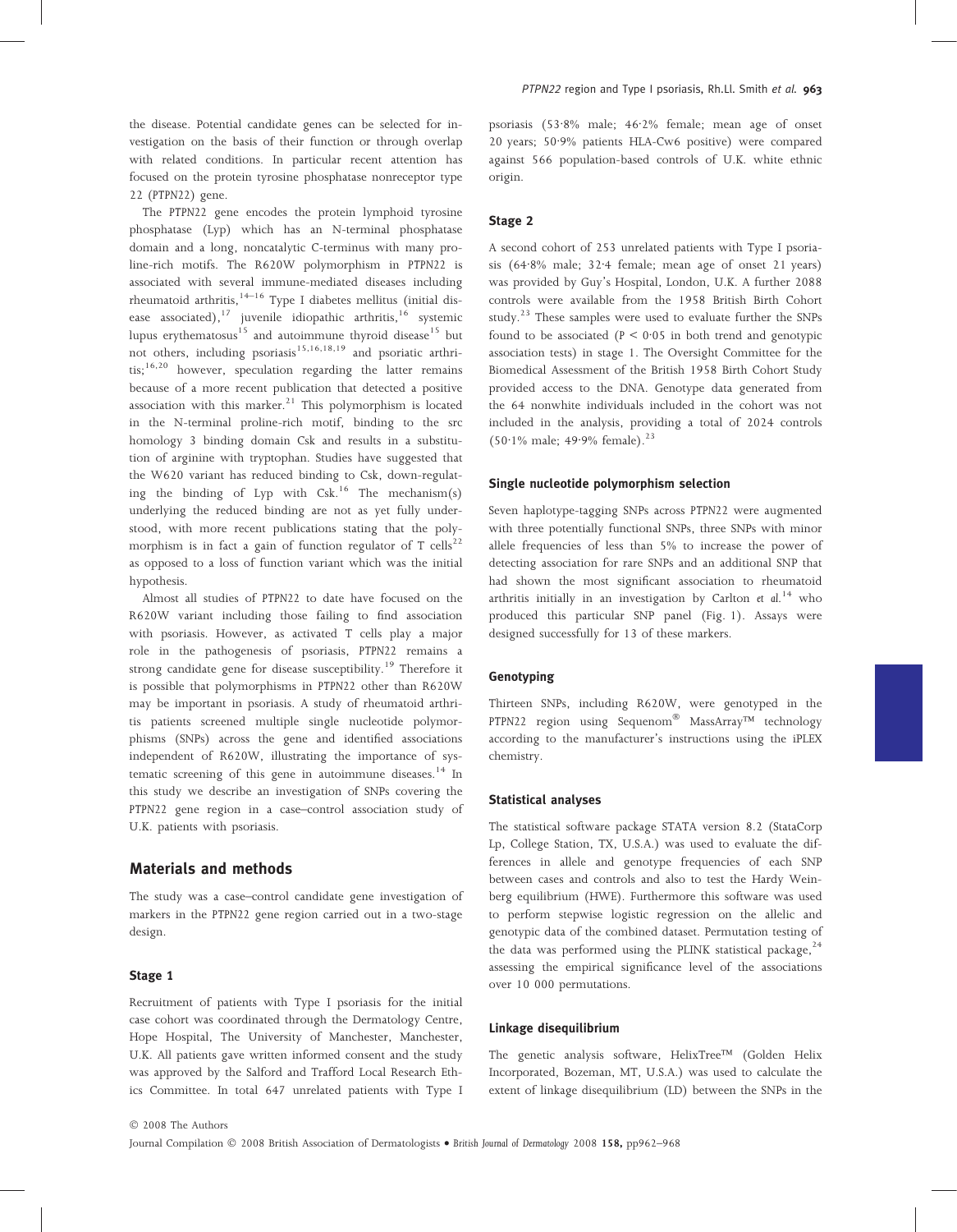the disease. Potential candidate genes can be selected for investigation on the basis of their function or through overlap with related conditions. In particular recent attention has focused on the protein tyrosine phosphatase nonreceptor type 22 (*PTPN22*) gene.

The *PTPN22* gene encodes the protein lymphoid tyrosine phosphatase (Lyp) which has an N-terminal phosphatase domain and a long, noncatalytic C-terminus with many proline-rich motifs. The R620W polymorphism in *PTPN22* is associated with several immune-mediated diseases including rheumatoid arthritis,[14–16] Type I diabetes mellitus (initial disease associated),[17] juvenile idiopathic arthritis,[16] systemic lupus erythematosus[15] and autoimmune thyroid disease[15] but not others, including psoriasis[15,16,18,19] and psoriatic arthritis;[16,20] however, speculation regarding the latter remains because of a more recent publication that detected a positive association with this marker.[21] This polymorphism is located in the N-terminal proline-rich motif, binding to the src homology 3 binding domain Csk and results in a substitution of arginine with tryptophan. Studies have suggested that the W620 variant has reduced binding to Csk, down-regulating the binding of Lyp with Csk.[16] The mechanism(s) underlying the reduced binding are not as yet fully understood, with more recent publications stating that the polymorphism is in fact a gain of function regulator of T cells[22] as opposed to a loss of function variant which was the initial hypothesis.

Almost all studies of *PTPN22* to date have focused on the R620W variant including those failing to find association with psoriasis. However, as activated T cells play a major role in the pathogenesis of psoriasis, *PTPN22* remains a strong candidate gene for disease susceptibility.[19] Therefore it is possible that polymorphisms in *PTPN22* other than R620W may be important in psoriasis. A study of rheumatoid arthritis patients screened multiple single nucleotide polymorphisms (SNPs) across the gene and identified associations independent of R620W, illustrating the importance of systematic screening of this gene in autoimmune diseases.[14] In this study we describe an investigation of SNPs covering the *PTPN22* gene region in a case–control association study of U.K. patients with psoriasis.

## Materials and methods

The study was a case–control candidate gene investigation of markers in the *PTPN22* gene region carried out in a two-stage design.

### Stage 1

Recruitment of patients with Type I psoriasis for the initial case cohort was coordinated through the Dermatology Centre, Hope Hospital, The University of Manchester, Manchester, U.K. All patients gave written informed consent and the study was approved by the Salford and Trafford Local Research Ethics Committee. In total 647 unrelated patients with Type I psoriasis (53·8% male; 46·2% female; mean age of onset 20 years; 50·9% patients HLA-Cw6 positive) were compared against 566 population-based controls of U.K. white ethnic origin.

### Stage 2

A second cohort of 253 unrelated patients with Type I psoriasis (64·8% male; 32·4 female; mean age of onset 21 years) was provided by Guy's Hospital, London, U.K. A further 2088 controls were available from the 1958 British Birth Cohort study.[23] These samples were used to evaluate further the SNPs found to be associated ($P < 0{\cdot}05$ in both trend and genotypic association tests) in stage 1. The Oversight Committee for the Biomedical Assessment of the British 1958 Birth Cohort Study provided access to the DNA. Genotype data generated from the 64 nonwhite individuals included in the cohort was not included in the analysis, providing a total of 2024 controls (50·1% male; 49·9% female).[23]

### Single nucleotide polymorphism selection

Seven haplotype-tagging SNPs across *PTPN22* were augmented with three potentially functional SNPs, three SNPs with minor allele frequencies of less than 5% to increase the power of detecting association for rare SNPs and an additional SNP that had shown the most significant association to rheumatoid arthritis initially in an investigation by Carlton *et al.*[14] who produced this particular SNP panel (Fig. 1). Assays were designed successfully for 13 of these markers.

### Genotyping

Thirteen SNPs, including R620W, were genotyped in the *PTPN22* region using Sequenom® MassArray™ technology according to the manufacturer's instructions using the iPLEX chemistry.

### Statistical analyses

The statistical software package STATA version 8.2 (StataCorp Lp, College Station, TX, U.S.A.) was used to evaluate the differences in allele and genotype frequencies of each SNP between cases and controls and also to test the Hardy Weinberg equilibrium (HWE). Furthermore this software was used to perform stepwise logistic regression on the allelic and genotypic data of the combined dataset. Permutation testing of the data was performed using the PLINK statistical package,[24] assessing the empirical significance level of the associations over 10 000 permutations.

### Linkage disequilibrium

The genetic analysis software, HelixTree™ (Golden Helix Incorporated, Bozeman, MT, U.S.A.) was used to calculate the extent of linkage disequilibrium (LD) between the SNPs in the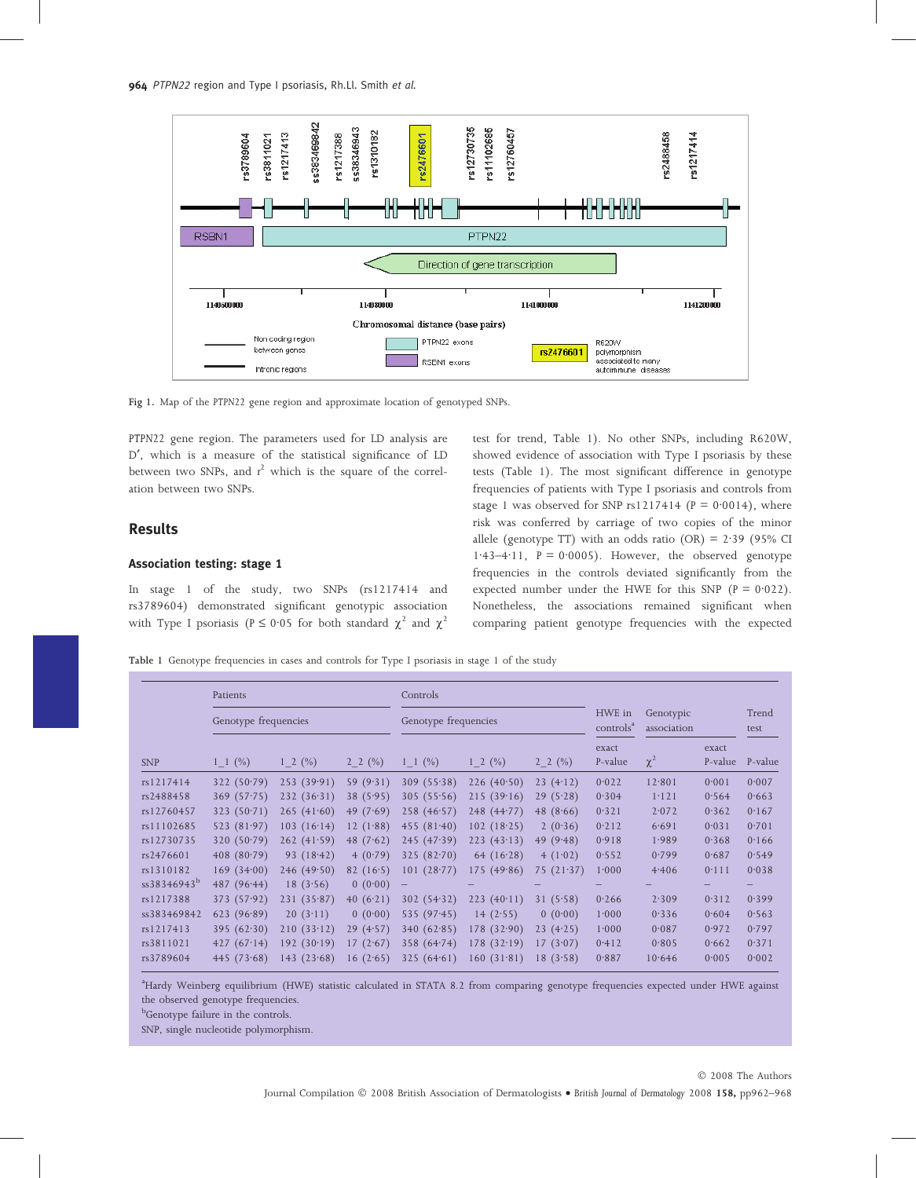Fig 1. Map of the PTPN22 gene region and approximate location of genotyped SNPs.

PTPN22 gene region. The parameters used for LD analysis are D′, which is a measure of the statistical significance of LD between two SNPs, and $r^2$ which is the square of the correlation between two SNPs.

## Results

### Association testing: stage 1

In stage 1 of the study, two SNPs (rs1217414 and rs3789604) demonstrated significant genotypic association with Type I psoriasis ($P \leq 0{\cdot}05$ for both standard $\chi^2$ and $\chi^2$ test for trend, Table 1). No other SNPs, including R620W, showed evidence of association with Type I psoriasis by these tests (Table 1). The most significant difference in genotype frequencies of patients with Type I psoriasis and controls from stage 1 was observed for SNP rs1217414 ($P = 0{\cdot}0014$), where risk was conferred by carriage of two copies of the minor allele (genotype TT) with an odds ratio (OR) = 2·39 (95% CI 1·43–4·11, $P = 0{\cdot}0005$). However, the observed genotype frequencies in the controls deviated significantly from the expected number under the HWE for this SNP ($P = 0{\cdot}022$). Nonetheless, the associations remained significant when comparing patient genotype frequencies with the expected

Table 1 Genotype frequencies in cases and controls for Type I psoriasis in stage 1 of the study

| | Patients | | | Controls | | | HWE in controls[a] | Genotypic association | | Trend test |
|---|---|---|---|---|---|---|---|---|---|---|
| | Genotype frequencies | | | Genotype frequencies | | | | | | |
| SNP | 1_1 (%) | 1_2 (%) | 2_2 (%) | 1_1 (%) | 1_2 (%) | 2_2 (%) | exact P-value | $\chi^2$ | exact P-value | P-value |
| rs1217414 | 322 (50·79) | 253 (39·91) | 59 (9·31) | 309 (55·38) | 226 (40·50) | 23 (4·12) | 0·022 | 12·801 | 0·001 | 0·007 |
| rs2488458 | 369 (57·75) | 232 (36·31) | 38 (5·95) | 305 (55·56) | 215 (39·16) | 29 (5·28) | 0·304 | 1·121 | 0·564 | 0·663 |
| rs12760457 | 323 (50·71) | 265 (41·60) | 49 (7·69) | 258 (46·57) | 248 (44·77) | 48 (8·66) | 0·321 | 2·072 | 0·362 | 0·167 |
| rs11102685 | 523 (81·97) | 103 (16·14) | 12 (1·88) | 455 (81·40) | 102 (18·25) | 2 (0·36) | 0·212 | 6·691 | 0·031 | 0·701 |
| rs12730735 | 320 (50·79) | 262 (41·59) | 48 (7·62) | 245 (47·39) | 223 (43·13) | 49 (9·48) | 0·918 | 1·989 | 0·368 | 0·166 |
| rs2476601 | 408 (80·79) | 93 (18·42) | 4 (0·79) | 325 (82·70) | 64 (16·28) | 4 (1·02) | 0·552 | 0·799 | 0·687 | 0·549 |
| rs1310182 | 169 (34·00) | 246 (49·50) | 82 (16·5) | 101 (28·77) | 175 (49·86) | 75 (21·37) | 1·000 | 4·406 | 0·111 | 0·038 |
| ss38346943[b] | 487 (96·44) | 18 (3·56) | 0 (0·00) | – | – | – | – | – | – | – |
| rs1217388 | 373 (57·92) | 231 (35·87) | 40 (6·21) | 302 (54·32) | 223 (40·11) | 31 (5·58) | 0·266 | 2·309 | 0·312 | 0·399 |
| ss383469842 | 623 (96·89) | 20 (3·11) | 0 (0·00) | 535 (97·45) | 14 (2·55) | 0 (0·00) | 1·000 | 0·336 | 0·604 | 0·563 |
| rs1217413 | 395 (62·30) | 210 (33·12) | 29 (4·57) | 340 (62·85) | 178 (32·90) | 23 (4·25) | 1·000 | 0·087 | 0·972 | 0·797 |
| rs3811021 | 427 (67·14) | 192 (30·19) | 17 (2·67) | 358 (64·74) | 178 (32·19) | 17 (3·07) | 0·412 | 0·805 | 0·662 | 0·371 |
| rs3789604 | 445 (73·68) | 143 (23·68) | 16 (2·65) | 325 (64·61) | 160 (31·81) | 18 (3·58) | 0·887 | 10·646 | 0·005 | 0·002 |

[a]Hardy Weinberg equilibrium (HWE) statistic calculated in STATA 8.2 from comparing genotype frequencies expected under HWE against the observed genotype frequencies.
[b]Genotype failure in the controls.
SNP, single nucleotide polymorphism.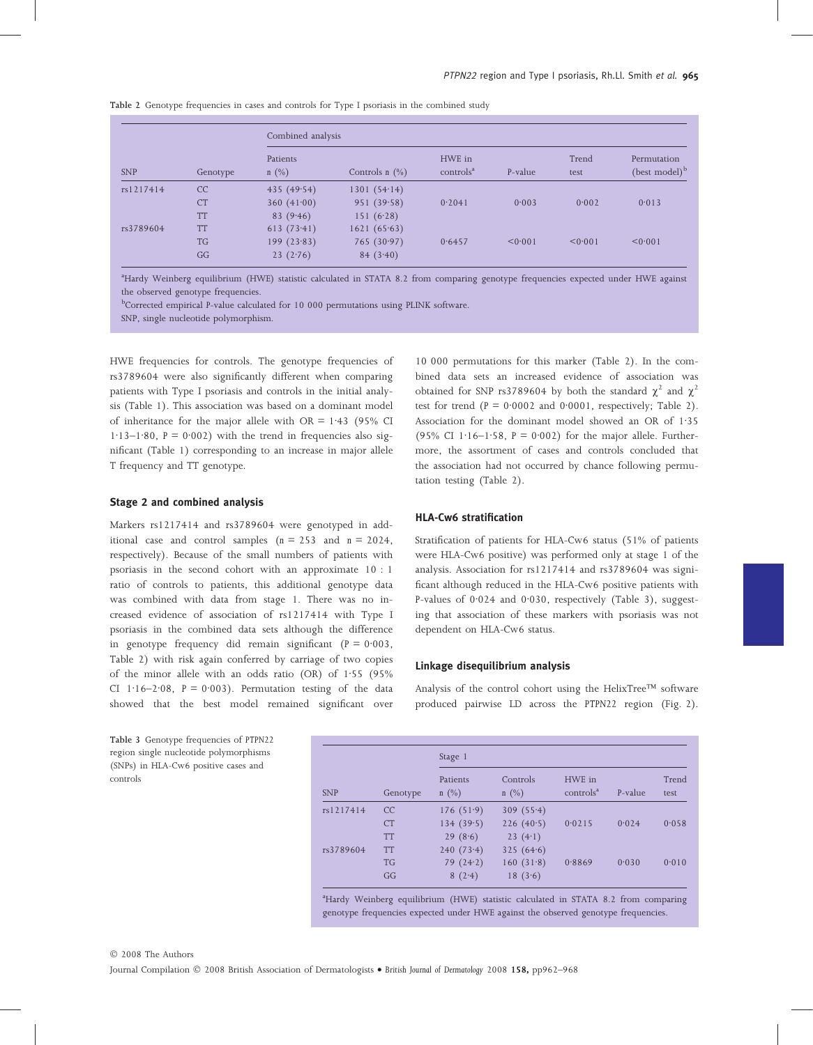Table 2 Genotype frequencies in cases and controls for Type I psoriasis in the combined study

| | | Combined analysis | | | | | |
|---|---|---|---|---|---|---|---|
| SNP | Genotype | Patients n (%) | Controls n (%) | HWE in controls[a] | P-value | Trend test | Permutation (best model)[b] |
| rs1217414 | CC | 435 (49·54) | 1301 (54·14) | | | | |
| | CT | 360 (41·00) | 951 (39·58) | 0·2041 | 0·003 | 0·002 | 0·013 |
| | TT | 83 (9·46) | 151 (6·28) | | | | |
| rs3789604 | TT | 613 (73·41) | 1621 (65·63) | | | | |
| | TG | 199 (23·83) | 765 (30·97) | 0·6457 | <0·001 | <0·001 | <0·001 |
| | GG | 23 (2·76) | 84 (3·40) | | | | |

[a]Hardy Weinberg equilibrium (HWE) statistic calculated in STATA 8.2 from comparing genotype frequencies expected under HWE against the observed genotype frequencies.
[b]Corrected empirical P-value calculated for 10 000 permutations using PLINK software.
SNP, single nucleotide polymorphism.

HWE frequencies for controls. The genotype frequencies of rs3789604 were also significantly different when comparing patients with Type I psoriasis and controls in the initial analysis (Table 1). This association was based on a dominant model of inheritance for the major allele with OR = 1·43 (95% CI 1·13–1·80, P = 0·002) with the trend in frequencies also significant (Table 1) corresponding to an increase in major allele T frequency and TT genotype.

### Stage 2 and combined analysis

Markers rs1217414 and rs3789604 were genotyped in additional case and control samples (n = 253 and n = 2024, respectively). Because of the small numbers of patients with psoriasis in the second cohort with an approximate 10 : 1 ratio of controls to patients, this additional genotype data was combined with data from stage 1. There was no increased evidence of association of rs1217414 with Type I psoriasis in the combined data sets although the difference in genotype frequency did remain significant (P = 0·003, Table 2) with risk again conferred by carriage of two copies of the minor allele with an odds ratio (OR) of 1·55 (95% CI 1·16–2·08, P = 0·003). Permutation testing of the data showed that the best model remained significant over 10 000 permutations for this marker (Table 2). In the combined data sets an increased evidence of association was obtained for SNP rs3789604 by both the standard $\chi^2$ and $\chi^2$ test for trend (P = 0·0002 and 0·0001, respectively; Table 2). Association for the dominant model showed an OR of 1·35 (95% CI 1·16–1·58, P = 0·002) for the major allele. Furthermore, the assortment of cases and controls concluded that the association had not occurred by chance following permutation testing (Table 2).

### HLA-Cw6 stratification

Stratification of patients for HLA-Cw6 status (51% of patients were HLA-Cw6 positive) was performed only at stage 1 of the analysis. Association for rs1217414 and rs3789604 was significant although reduced in the HLA-Cw6 positive patients with P-values of 0·024 and 0·030, respectively (Table 3), suggesting that association of these markers with psoriasis was not dependent on HLA-Cw6 status.

### Linkage disequilibrium analysis

Analysis of the control cohort using the HelixTree™ software produced pairwise LD across the *PTPN22* region (Fig. 2).

Table 3 Genotype frequencies of *PTPN22* region single nucleotide polymorphisms (SNPs) in HLA-Cw6 positive cases and controls

| | | Stage 1 | | | | |
|---|---|---|---|---|---|---|
| SNP | Genotype | Patients n (%) | Controls n (%) | HWE in controls[a] | P-value | Trend test |
| rs1217414 | CC | 176 (51·9) | 309 (55·4) | | | |
| | CT | 134 (39·5) | 226 (40·5) | 0·0215 | 0·024 | 0·058 |
| | TT | 29 (8·6) | 23 (4·1) | | | |
| rs3789604 | TT | 240 (73·4) | 325 (64·6) | | | |
| | TG | 79 (24·2) | 160 (31·8) | 0·8869 | 0·030 | 0·010 |
| | GG | 8 (2·4) | 18 (3·6) | | | |

[a]Hardy Weinberg equilibrium (HWE) statistic calculated in STATA 8.2 from comparing genotype frequencies expected under HWE against the observed genotype frequencies.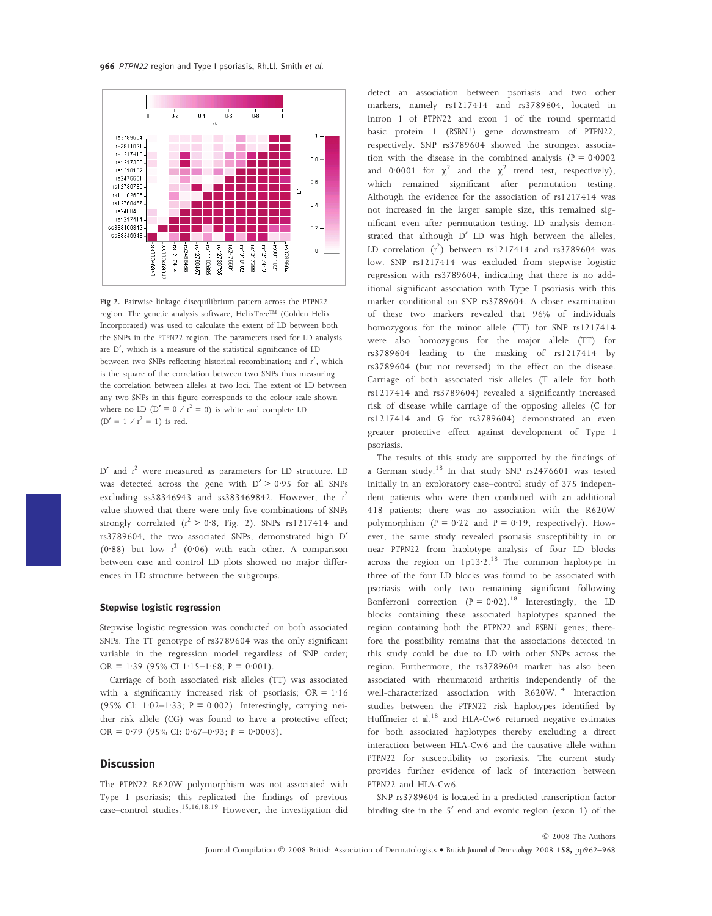Fig 2. Pairwise linkage disequilibrium pattern across the *PTPN22* region. The genetic analysis software, HelixTree™ (Golden Helix Incorporated) was used to calculate the extent of LD between both the SNPs in the *PTPN22* region. The parameters used for LD analysis are D′, which is a measure of the statistical significance of LD between two SNPs reflecting historical recombination; and $r^2$, which is the square of the correlation between two SNPs thus measuring the correlation between alleles at two loci. The extent of LD between any two SNPs in this figure corresponds to the colour scale shown where no LD (D′ = 0 / $r^2$ = 0) is white and complete LD (D′ = 1 / $r^2$ = 1) is red.

D′ and $r^2$ were measured as parameters for LD structure. LD was detected across the gene with D′ > 0·95 for all SNPs excluding ss38346943 and ss383469842. However, the $r^2$ value showed that there were only five combinations of SNPs strongly correlated ($r^2$ > 0·8, Fig. 2). SNPs rs1217414 and rs3789604, the two associated SNPs, demonstrated high D′ (0·88) but low $r^2$ (0·06) with each other. A comparison between case and control LD plots showed no major differences in LD structure between the subgroups.

### Stepwise logistic regression

Stepwise logistic regression was conducted on both associated SNPs. The TT genotype of rs3789604 was the only significant variable in the regression model regardless of SNP order; OR = 1·39 (95% CI 1·15–1·68; P = 0·001).

Carriage of both associated risk alleles (TT) was associated with a significantly increased risk of psoriasis; OR = 1·16 (95% CI: 1·02–1·33; P = 0·002). Interestingly, carrying neither risk allele (CG) was found to have a protective effect; OR = 0·79 (95% CI: 0·67–0·93; P = 0·0003).

## Discussion

The *PTPN22* R620W polymorphism was not associated with Type I psoriasis; this replicated the findings of previous case–control studies.[15,16,18,19] However, the investigation did detect an association between psoriasis and two other markers, namely rs1217414 and rs3789604, located in intron 1 of *PTPN22* and exon 1 of the round spermatid basic protein 1 (*RSBN1*) gene downstream of *PTPN22*, respectively. SNP rs3789604 showed the strongest association with the disease in the combined analysis (P = 0·0002 and 0·0001 for $\chi^2$ and the $\chi^2$ trend test, respectively), which remained significant after permutation testing. Although the evidence for the association of rs1217414 was not increased in the larger sample size, this remained significant even after permutation testing. LD analysis demonstrated that although D′ LD was high between the alleles, LD correlation ($r^2$) between rs1217414 and rs3789604 was low. SNP rs1217414 was excluded from stepwise logistic regression with rs3789604, indicating that there is no additional significant association with Type I psoriasis with this marker conditional on SNP rs3789604. A closer examination of these two markers revealed that 96% of individuals homozygous for the minor allele (TT) for SNP rs1217414 were also homozygous for the major allele (TT) for rs3789604 leading to the masking of rs1217414 by rs3789604 (but not reversed) in the effect on the disease. Carriage of both associated risk alleles (T allele for both rs1217414 and rs3789604) revealed a significantly increased risk of disease while carriage of the opposing alleles (C for rs1217414 and G for rs3789604) demonstrated an even greater protective effect against development of Type I psoriasis.

The results of this study are supported by the findings of a German study.[18] In that study SNP rs2476601 was tested initially in an exploratory case–control study of 375 independent patients who were then combined with an additional 418 patients; there was no association with the R620W polymorphism (P = 0·22 and P = 0·19, respectively). However, the same study revealed psoriasis susceptibility in or near *PTPN22* from haplotype analysis of four LD blocks across the region on 1p13·2.[18] The common haplotype in three of the four LD blocks was found to be associated with psoriasis with only two remaining significant following Bonferroni correction (P = 0·02).[18] Interestingly, the LD blocks containing these associated haplotypes spanned the region containing both the *PTPN22* and *RSBN1* genes; therefore the possibility remains that the associations detected in this study could be due to LD with other SNPs across the region. Furthermore, the rs3789604 marker has also been associated with rheumatoid arthritis independently of the well-characterized association with R620W.[14] Interaction studies between the *PTPN22* risk haplotypes identified by Huffmeier *et al.*[18] and HLA-Cw6 returned negative estimates for both associated haplotypes thereby excluding a direct interaction between HLA-Cw6 and the causative allele within *PTPN22* for susceptibility to psoriasis. The current study provides further evidence of lack of interaction between *PTPN22* and HLA-Cw6.

SNP rs3789604 is located in a predicted transcription factor binding site in the 5′ end and exonic region (exon 1) of the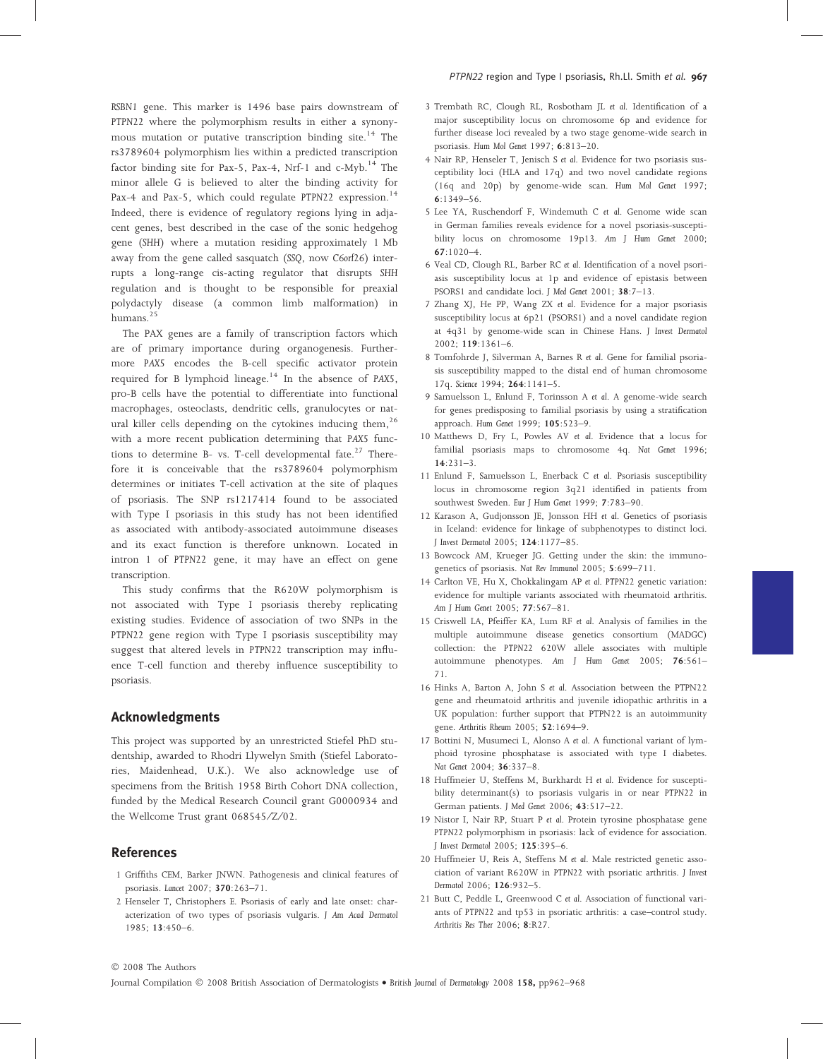*RSBN1* gene. This marker is 1496 base pairs downstream of *PTPN22* where the polymorphism results in either a synonymous mutation or putative transcription binding site.[14] The rs3789604 polymorphism lies within a predicted transcription factor binding site for Pax-5, Pax-4, Nrf-1 and c-Myb.[14] The minor allele G is believed to alter the binding activity for Pax-4 and Pax-5, which could regulate *PTPN22* expression.[14] Indeed, there is evidence of regulatory regions lying in adjacent genes, best described in the case of the sonic hedgehog gene (*SHH*) where a mutation residing approximately 1 Mb away from the gene called sasquatch (*SSQ*, now *C6orf26*) interrupts a long-range cis-acting regulator that disrupts *SHH* regulation and is thought to be responsible for preaxial polydactyly disease (a common limb malformation) in humans.[25]

The PAX genes are a family of transcription factors which are of primary importance during organogenesis. Furthermore *PAX5* encodes the B-cell specific activator protein required for B lymphoid lineage.[14] In the absence of *PAX5*, pro-B cells have the potential to differentiate into functional macrophages, osteoclasts, dendritic cells, granulocytes or natural killer cells depending on the cytokines inducing them,[26] with a more recent publication determining that *PAX5* functions to determine B- vs. T-cell developmental fate.[27] Therefore it is conceivable that the rs3789604 polymorphism determines or initiates T-cell activation at the site of plaques of psoriasis. The SNP rs1217414 found to be associated with Type I psoriasis in this study has not been identified as associated with antibody-associated autoimmune diseases and its exact function is therefore unknown. Located in intron 1 of *PTPN22* gene, it may have an effect on gene transcription.

This study confirms that the R620W polymorphism is not associated with Type I psoriasis thereby replicating existing studies. Evidence of association of two SNPs in the *PTPN22* gene region with Type I psoriasis susceptibility may suggest that altered levels in *PTPN22* transcription may influence T-cell function and thereby influence susceptibility to psoriasis.

## Acknowledgments

This project was supported by an unrestricted Stiefel PhD studentship, awarded to Rhodri Llywelyn Smith (Stiefel Laboratories, Maidenhead, U.K.). We also acknowledge use of specimens from the British 1958 Birth Cohort DNA collection, funded by the Medical Research Council grant G0000934 and the Wellcome Trust grant 068545/Z/02.

## References

1 Griffiths CEM, Barker JNWN. Pathogenesis and clinical features of psoriasis. *Lancet* 2007; **370**:263–71.

2 Henseler T, Christophers E. Psoriasis of early and late onset: characterization of two types of psoriasis vulgaris. *J Am Acad Dermatol* 1985; **13**:450–6.

3 Trembath RC, Clough RL, Rosbotham JL *et al.* Identification of a major susceptibility locus on chromosome 6p and evidence for further disease loci revealed by a two stage genome-wide search in psoriasis. *Hum Mol Genet* 1997; **6**:813–20.

4 Nair RP, Henseler T, Jenisch S *et al.* Evidence for two psoriasis susceptibility loci (HLA and 17q) and two novel candidate regions (16q and 20p) by genome-wide scan. *Hum Mol Genet* 1997; **6**:1349–56.

5 Lee YA, Ruschendorf F, Windemuth C *et al.* Genome wide scan in German families reveals evidence for a novel psoriasis-susceptibility locus on chromosome 19p13. *Am J Hum Genet* 2000; **67**:1020–4.

6 Veal CD, Clough RL, Barber RC *et al.* Identification of a novel psoriasis susceptibility locus at 1p and evidence of epistasis between PSORS1 and candidate loci. *J Med Genet* 2001; **38**:7–13.

7 Zhang XJ, He PP, Wang ZX *et al.* Evidence for a major psoriasis susceptibility locus at 6p21 (PSORS1) and a novel candidate region at 4q31 by genome-wide scan in Chinese Hans. *J Invest Dermatol* 2002; **119**:1361–6.

8 Tomfohrde J, Silverman A, Barnes R *et al.* Gene for familial psoriasis susceptibility mapped to the distal end of human chromosome 17q. *Science* 1994; **264**:1141–5.

9 Samuelsson L, Enlund F, Torinsson A *et al.* A genome-wide search for genes predisposing to familial psoriasis by using a stratification approach. *Hum Genet* 1999; **105**:523–9.

10 Matthews D, Fry L, Powles AV *et al.* Evidence that a locus for familial psoriasis maps to chromosome 4q. *Nat Genet* 1996; **14**:231–3.

11 Enlund F, Samuelsson L, Enerback C *et al.* Psoriasis susceptibility locus in chromosome region 3q21 identified in patients from southwest Sweden. *Eur J Hum Genet* 1999; **7**:783–90.

12 Karason A, Gudjonsson JE, Jonsson HH *et al.* Genetics of psoriasis in Iceland: evidence for linkage of subphenotypes to distinct loci. *J Invest Dermatol* 2005; **124**:1177–85.

13 Bowcock AM, Krueger JG. Getting under the skin: the immunogenetics of psoriasis. *Nat Rev Immunol* 2005; **5**:699–711.

14 Carlton VE, Hu X, Chokkalingam AP *et al.* PTPN22 genetic variation: evidence for multiple variants associated with rheumatoid arthritis. *Am J Hum Genet* 2005; **77**:567–81.

15 Criswell LA, Pfeiffer KA, Lum RF *et al.* Analysis of families in the multiple autoimmune disease genetics consortium (MADGC) collection: the *PTPN22* 620W allele associates with multiple autoimmune phenotypes. *Am J Hum Genet* 2005; **76**:561–71.

16 Hinks A, Barton A, John S *et al.* Association between the PTPN22 gene and rheumatoid arthritis and juvenile idiopathic arthritis in a UK population: further support that PTPN22 is an autoimmunity gene. *Arthritis Rheum* 2005; **52**:1694–9.

17 Bottini N, Musumeci L, Alonso A *et al.* A functional variant of lymphoid tyrosine phosphatase is associated with type I diabetes. *Nat Genet* 2004; **36**:337–8.

18 Huffmeier U, Steffens M, Burkhardt H *et al.* Evidence for susceptibility determinant(s) to psoriasis vulgaris in or near *PTPN22* in German patients. *J Med Genet* 2006; **43**:517–22.

19 Nistor I, Nair RP, Stuart P *et al.* Protein tyrosine phosphatase gene *PTPN22* polymorphism in psoriasis: lack of evidence for association. *J Invest Dermatol* 2005; **125**:395–6.

20 Huffmeier U, Reis A, Steffens M *et al.* Male restricted genetic association of variant R620W in PTPN22 with psoriatic arthritis. *J Invest Dermatol* 2006; **126**:932–5.

21 Butt C, Peddle L, Greenwood C *et al.* Association of functional variants of *PTPN22* and tp53 in psoriatic arthritis: a case–control study. *Arthritis Res Ther* 2006; **8**:R27.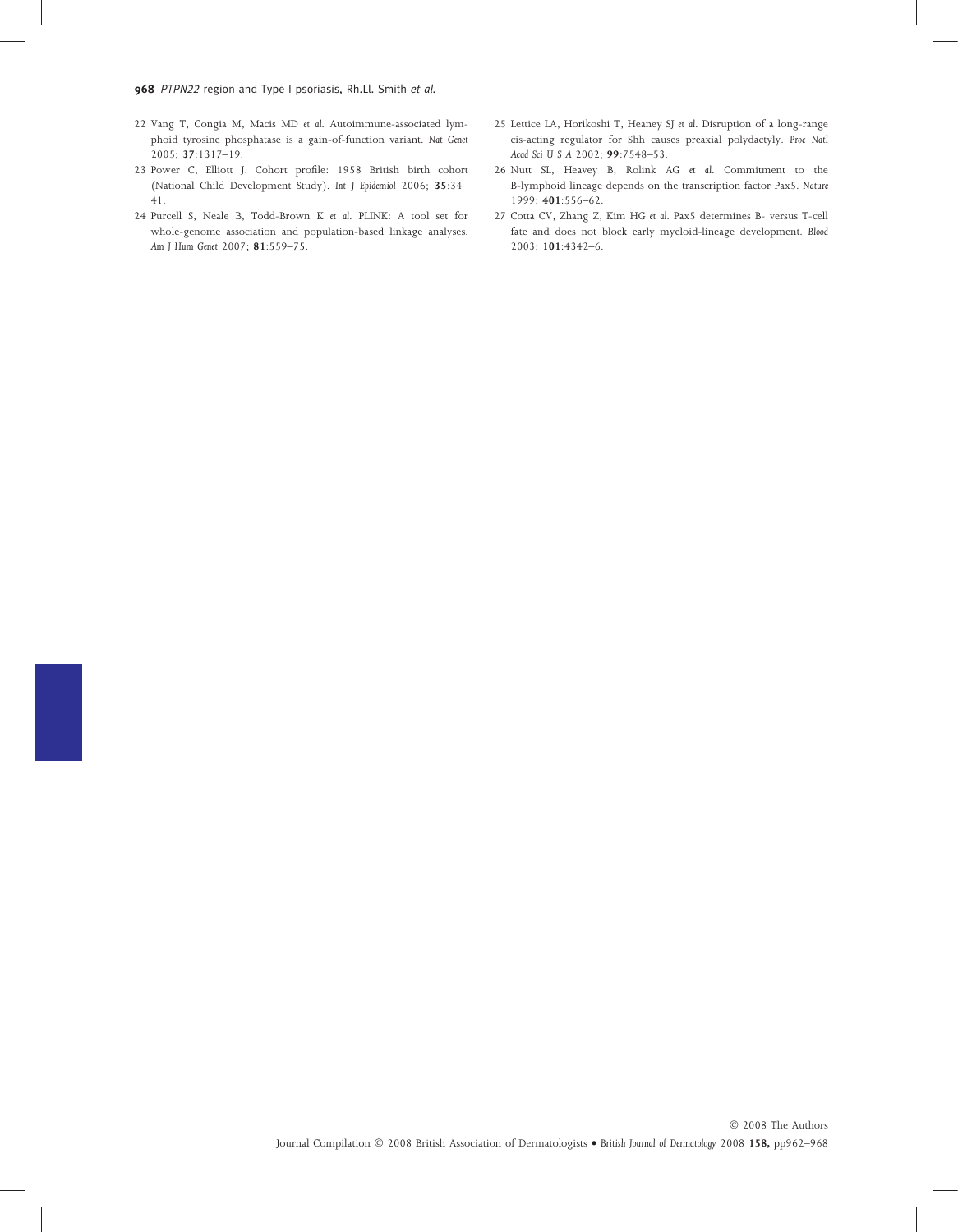22 Vang T, Congia M, Macis MD *et al.* Autoimmune-associated lymphoid tyrosine phosphatase is a gain-of-function variant. *Nat Genet* 2005; **37**:1317–19.

23 Power C, Elliott J. Cohort profile: 1958 British birth cohort (National Child Development Study). *Int J Epidemiol* 2006; **35**:34–41.

24 Purcell S, Neale B, Todd-Brown K *et al.* PLINK: A tool set for whole-genome association and population-based linkage analyses. *Am J Hum Genet* 2007; **81**:559–75.

25 Lettice LA, Horikoshi T, Heaney SJ *et al.* Disruption of a long-range cis-acting regulator for Shh causes preaxial polydactyly. *Proc Natl Acad Sci U S A* 2002; **99**:7548–53.

26 Nutt SL, Heavey B, Rolink AG *et al.* Commitment to the B-lymphoid lineage depends on the transcription factor Pax5. *Nature* 1999; **401**:556–62.

27 Cotta CV, Zhang Z, Kim HG *et al.* Pax5 determines B- versus T-cell fate and does not block early myeloid-lineage development. *Blood* 2003; **101**:4342–6.